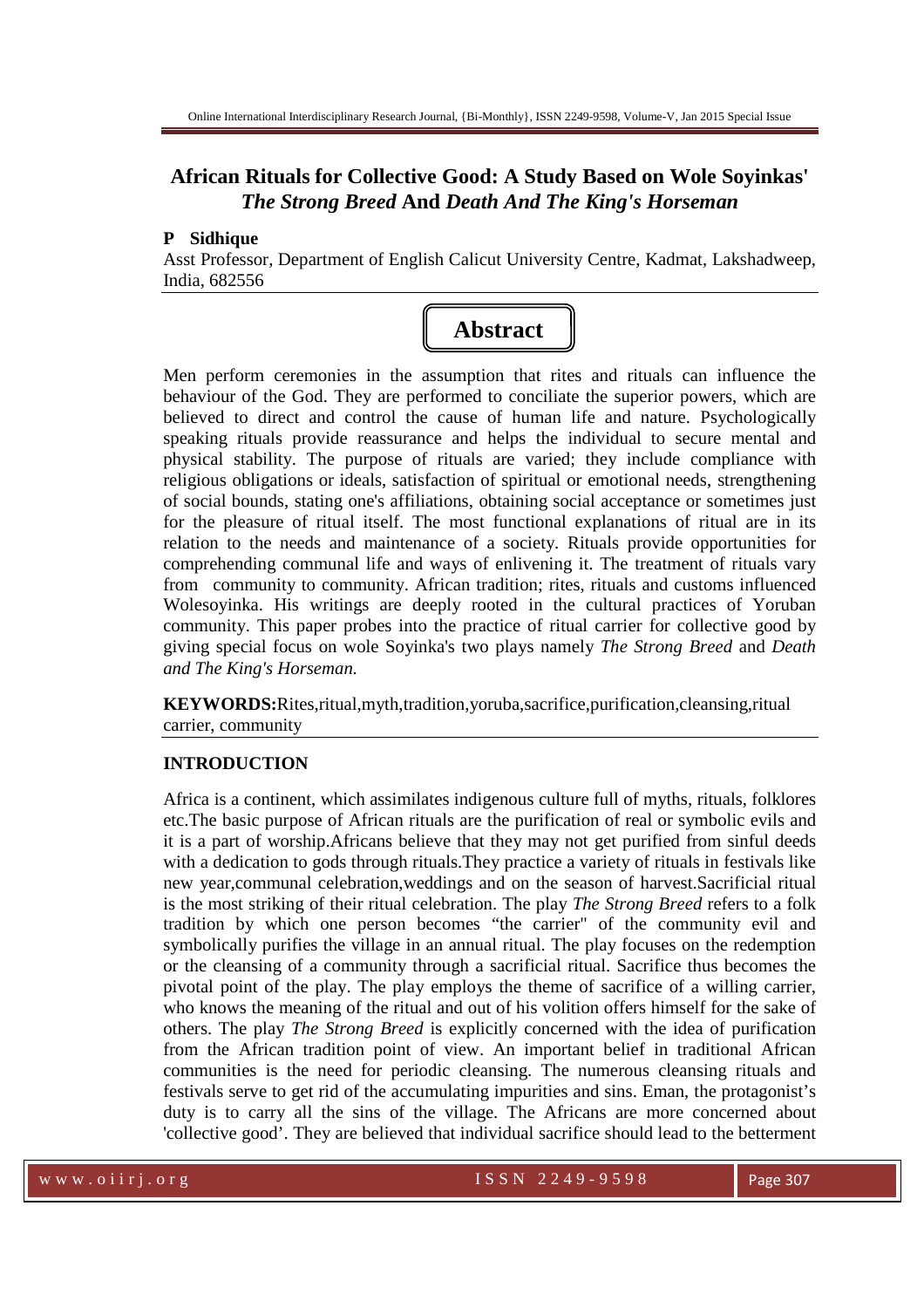# African Rituals for Collective Good: A Study Based on Wole Soyinkas' *The Strong Breed* And *Death And The King's Horseman*

**P Sidhique**

Asst Professor, Department of English Calicut University Centre, Kadmat, Lakshadweep, India, 682556

## Abstract

Men perform ceremonies in the assumption that rites and rituals can influence the behaviour of the God. They are performed to conciliate the superior powers, which are believed to direct and control the cause of human life and nature. Psychologically speaking rituals provide reassurance and helps the individual to secure mental and physical stability. The purpose of rituals are varied; they include compliance with religious obligations or ideals, satisfaction of spiritual or emotional needs, strengthening of social bounds, stating one's affiliations, obtaining social acceptance or sometimes just for the pleasure of ritual itself. The most functional explanations of ritual are in its relation to the needs and maintenance of a society. Rituals provide opportunities for comprehending communal life and ways of enlivening it. The treatment of rituals vary from community to community. African tradition; rites, rituals and customs influenced Wolesoyinka. His writings are deeply rooted in the cultural practices of Yoruban community. This paper probes into the practice of ritual carrier for collective good by giving special focus on wole Soyinka's two plays namely *The Strong Breed* and *Death and The King's Horseman.*

**KEYWORDS:**Rites,ritual,myth,tradition,yoruba,sacrifice,purification,cleansing,ritual carrier, community

## INTRODUCTION

Africa is a continent, which assimilates indigenous culture full of myths, rituals, folklores etc.The basic purpose of African rituals are the purification of real or symbolic evils and it is a part of worship.Africans believe that they may not get purified from sinful deeds with a dedication to gods through rituals.They practice a variety of rituals in festivals like new year,communal celebration,weddings and on the season of harvest.Sacrificial ritual is the most striking of their ritual celebration. The play *The Strong Breed* refers to a folk tradition by which one person becomes "the carrier" of the community evil and symbolically purifies the village in an annual ritual. The play focuses on the redemption or the cleansing of a community through a sacrificial ritual. Sacrifice thus becomes the pivotal point of the play. The play employs the theme of sacrifice of a willing carrier, who knows the meaning of the ritual and out of his volition offers himself for the sake of others. The play *The Strong Breed* is explicitly concerned with the idea of purification from the African tradition point of view. An important belief in traditional African communities is the need for periodic cleansing. The numerous cleansing rituals and festivals serve to get rid of the accumulating impurities and sins. Eman, the protagonist's duty is to carry all the sins of the village. The Africans are more concerned about 'collective good'. They are believed that individual sacrifice should lead to the betterment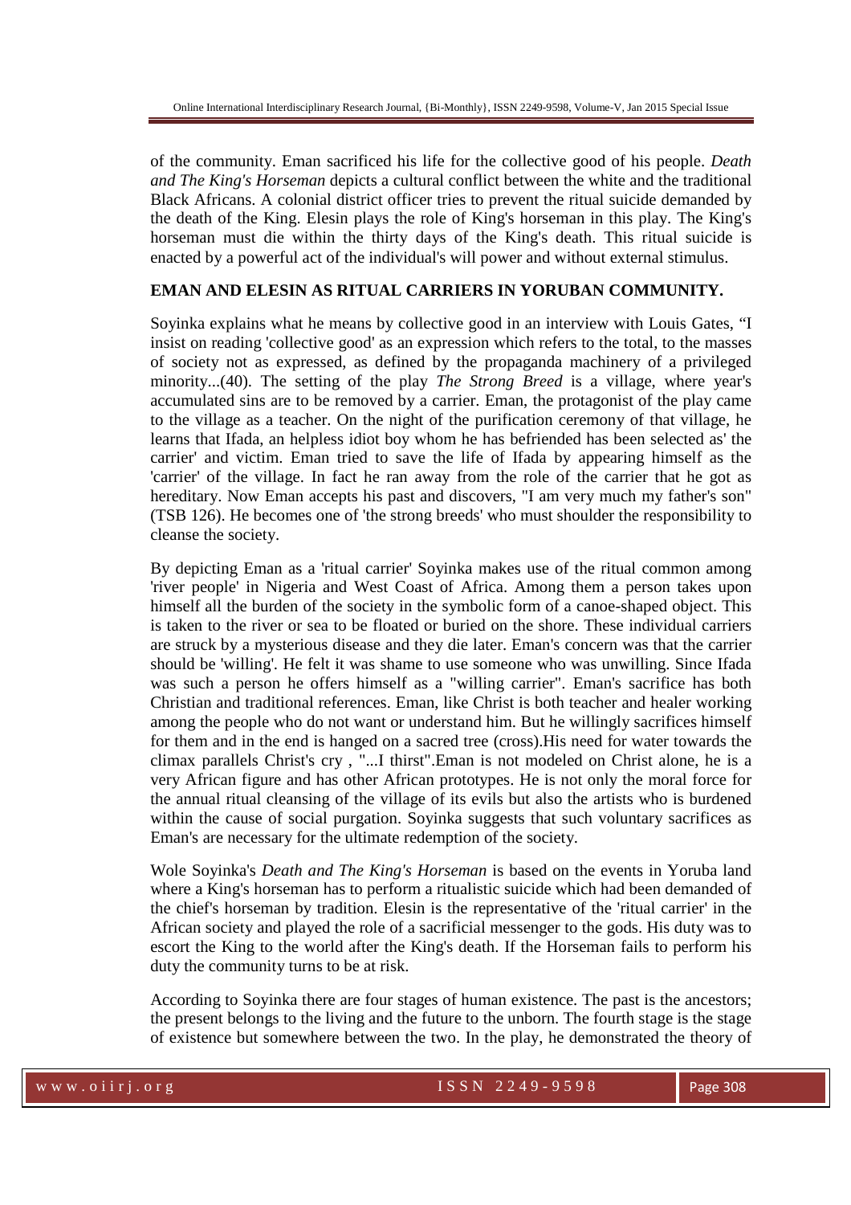of the community. Eman sacrificed his life for the collective good of his people. *Death and The King's Horseman* depicts a cultural conflict between the white and the traditional Black Africans. A colonial district officer tries to prevent the ritual suicide demanded by the death of the King. Elesin plays the role of King's horseman in this play. The King's horseman must die within the thirty days of the King's death. This ritual suicide is enacted by a powerful act of the individual's will power and without external stimulus.

**EMAN AND ELESIN AS RITUAL CARRIERS IN YORUBAN COMMUNITY.**

Soyinka explains what he means by collective good in an interview with Louis Gates, "I insist on reading 'collective good' as an expression which refers to the total, to the masses of society not as expressed, as defined by the propaganda machinery of a privileged minority...(40). The setting of the play *The Strong Breed* is a village, where year's accumulated sins are to be removed by a carrier. Eman, the protagonist of the play came to the village as a teacher. On the night of the purification ceremony of that village, he learns that Ifada, an helpless idiot boy whom he has befriended has been selected as' the carrier' and victim. Eman tried to save the life of Ifada by appearing himself as the 'carrier' of the village. In fact he ran away from the role of the carrier that he got as hereditary. Now Eman accepts his past and discovers, "I am very much my father's son" (TSB 126). He becomes one of 'the strong breeds' who must shoulder the responsibility to cleanse the society.

By depicting Eman as a 'ritual carrier' Soyinka makes use of the ritual common among 'river people' in Nigeria and West Coast of Africa. Among them a person takes upon himself all the burden of the society in the symbolic form of a canoe-shaped object. This is taken to the river or sea to be floated or buried on the shore. These individual carriers are struck by a mysterious disease and they die later. Eman's concern was that the carrier should be 'willing'. He felt it was shame to use someone who was unwilling. Since Ifada was such a person he offers himself as a "willing carrier". Eman's sacrifice has both Christian and traditional references. Eman, like Christ is both teacher and healer working among the people who do not want or understand him. But he willingly sacrifices himself for them and in the end is hanged on a sacred tree (cross).His need for water towards the climax parallels Christ's cry , "...I thirst".Eman is not modeled on Christ alone, he is a very African figure and has other African prototypes. He is not only the moral force for the annual ritual cleansing of the village of its evils but also the artists who is burdened within the cause of social purgation. Soyinka suggests that such voluntary sacrifices as Eman's are necessary for the ultimate redemption of the society.

Wole Soyinka's *Death and The King's Horseman* is based on the events in Yoruba land where a King's horseman has to perform a ritualistic suicide which had been demanded of the chief's horseman by tradition. Elesin is the representative of the 'ritual carrier' in the African society and played the role of a sacrificial messenger to the gods. His duty was to escort the King to the world after the King's death. If the Horseman fails to perform his duty the community turns to be at risk.

According to Soyinka there are four stages of human existence. The past is the ancestors; the present belongs to the living and the future to the unborn. The fourth stage is the stage of existence but somewhere between the two. In the play, he demonstrated the theory of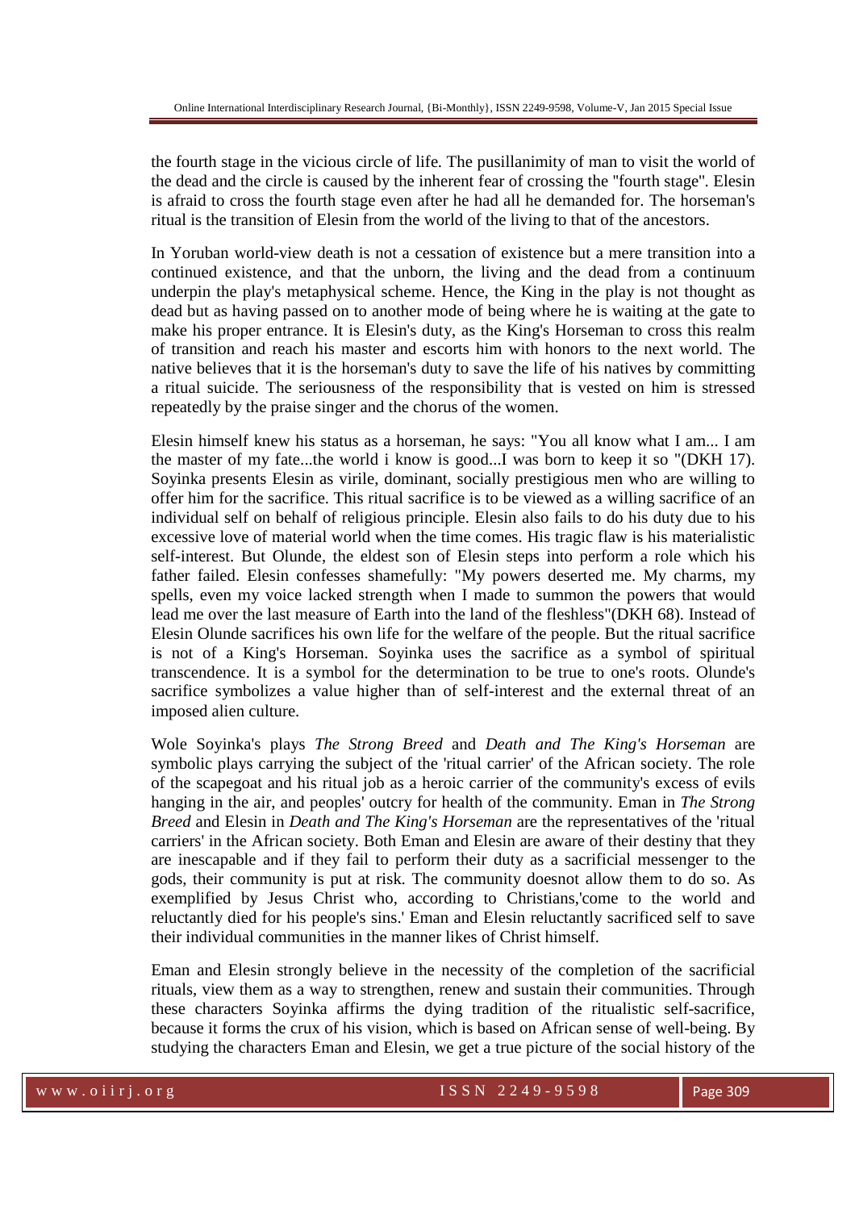the fourth stage in the vicious circle of life. The pusillanimity of man to visit the world of the dead and the circle is caused by the inherent fear of crossing the "fourth stage". Elesin is afraid to cross the fourth stage even after he had all he demanded for. The horseman's ritual is the transition of Elesin from the world of the living to that of the ancestors.

In Yoruban world-view death is not a cessation of existence but a mere transition into a continued existence, and that the unborn, the living and the dead from a continuum underpin the play's metaphysical scheme. Hence, the King in the play is not thought as dead but as having passed on to another mode of being where he is waiting at the gate to make his proper entrance. It is Elesin's duty, as the King's Horseman to cross this realm of transition and reach his master and escorts him with honors to the next world. The native believes that it is the horseman's duty to save the life of his natives by committing a ritual suicide. The seriousness of the responsibility that is vested on him is stressed repeatedly by the praise singer and the chorus of the women.

Elesin himself knew his status as a horseman, he says: "You all know what I am... I am the master of my fate...the world i know is good...I was born to keep it so "(DKH 17). Soyinka presents Elesin as virile, dominant, socially prestigious men who are willing to offer him for the sacrifice. This ritual sacrifice is to be viewed as a willing sacrifice of an individual self on behalf of religious principle. Elesin also fails to do his duty due to his excessive love of material world when the time comes. His tragic flaw is his materialistic self-interest. But Olunde, the eldest son of Elesin steps into perform a role which his father failed. Elesin confesses shamefully: "My powers deserted me. My charms, my spells, even my voice lacked strength when I made to summon the powers that would lead me over the last measure of Earth into the land of the fleshless"(DKH 68). Instead of Elesin Olunde sacrifices his own life for the welfare of the people. But the ritual sacrifice is not of a King's Horseman. Soyinka uses the sacrifice as a symbol of spiritual transcendence. It is a symbol for the determination to be true to one's roots. Olunde's sacrifice symbolizes a value higher than of self-interest and the external threat of an imposed alien culture.

Wole Soyinka's plays *The Strong Breed* and *Death and The King's Horseman* are symbolic plays carrying the subject of the 'ritual carrier' of the African society. The role of the scapegoat and his ritual job as a heroic carrier of the community's excess of evils hanging in the air, and peoples' outcry for health of the community. Eman in *The Strong Breed* and Elesin in *Death and The King's Horseman* are the representatives of the 'ritual carriers' in the African society. Both Eman and Elesin are aware of their destiny that they are inescapable and if they fail to perform their duty as a sacrificial messenger to the gods, their community is put at risk. The community doesnot allow them to do so. As exemplified by Jesus Christ who, according to Christians,'come to the world and reluctantly died for his people's sins.' Eman and Elesin reluctantly sacrificed self to save their individual communities in the manner likes of Christ himself.

Eman and Elesin strongly believe in the necessity of the completion of the sacrificial rituals, view them as a way to strengthen, renew and sustain their communities. Through these characters Soyinka affirms the dying tradition of the ritualistic self-sacrifice, because it forms the crux of his vision, which is based on African sense of well-being. By studying the characters Eman and Elesin, we get a true picture of the social history of the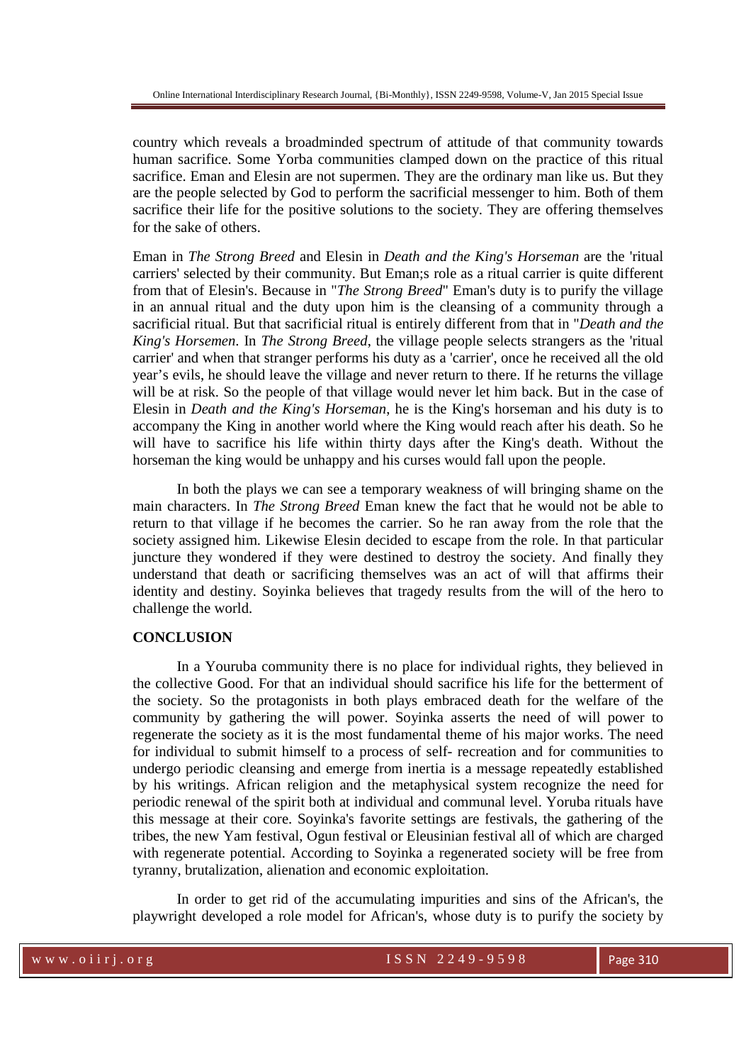country which reveals a broadminded spectrum of attitude of that community towards human sacrifice. Some Yorba communities clamped down on the practice of this ritual sacrifice. Eman and Elesin are not supermen. They are the ordinary man like us. But they are the people selected by God to perform the sacrificial messenger to him. Both of them sacrifice their life for the positive solutions to the society. They are offering themselves for the sake of others.

Eman in *The Strong Breed* and Elesin in *Death and the King's Horseman* are the 'ritual carriers' selected by their community. But Eman;s role as a ritual carrier is quite different from that of Elesin's. Because in "*The Strong Breed*" Eman's duty is to purify the village in an annual ritual and the duty upon him is the cleansing of a community through a sacrificial ritual. But that sacrificial ritual is entirely different from that in "*Death and the King's Horsemen*. In *The Strong Breed*, the village people selects strangers as the 'ritual carrier' and when that stranger performs his duty as a 'carrier', once he received all the old year's evils, he should leave the village and never return to there. If he returns the village will be at risk. So the people of that village would never let him back. But in the case of Elesin in *Death and the King's Horseman*, he is the King's horseman and his duty is to accompany the King in another world where the King would reach after his death. So he will have to sacrifice his life within thirty days after the King's death. Without the horseman the king would be unhappy and his curses would fall upon the people.

In both the plays we can see a temporary weakness of will bringing shame on the main characters. In *The Strong Breed* Eman knew the fact that he would not be able to return to that village if he becomes the carrier. So he ran away from the role that the society assigned him. Likewise Elesin decided to escape from the role. In that particular juncture they wondered if they were destined to destroy the society. And finally they understand that death or sacrificing themselves was an act of will that affirms their identity and destiny. Soyinka believes that tragedy results from the will of the hero to challenge the world.

## CONCLUSION

In a Youruba community there is no place for individual rights, they believed in the collective Good. For that an individual should sacrifice his life for the betterment of the society. So the protagonists in both plays embraced death for the welfare of the community by gathering the will power. Soyinka asserts the need of will power to regenerate the society as it is the most fundamental theme of his major works. The need for individual to submit himself to a process of self- recreation and for communities to undergo periodic cleansing and emerge from inertia is a message repeatedly established by his writings. African religion and the metaphysical system recognize the need for periodic renewal of the spirit both at individual and communal level. Yoruba rituals have this message at their core. Soyinka's favorite settings are festivals, the gathering of the tribes, the new Yam festival, Ogun festival or Eleusinian festival all of which are charged with regenerate potential. According to Soyinka a regenerated society will be free from tyranny, brutalization, alienation and economic exploitation.

In order to get rid of the accumulating impurities and sins of the African's, the playwright developed a role model for African's, whose duty is to purify the society by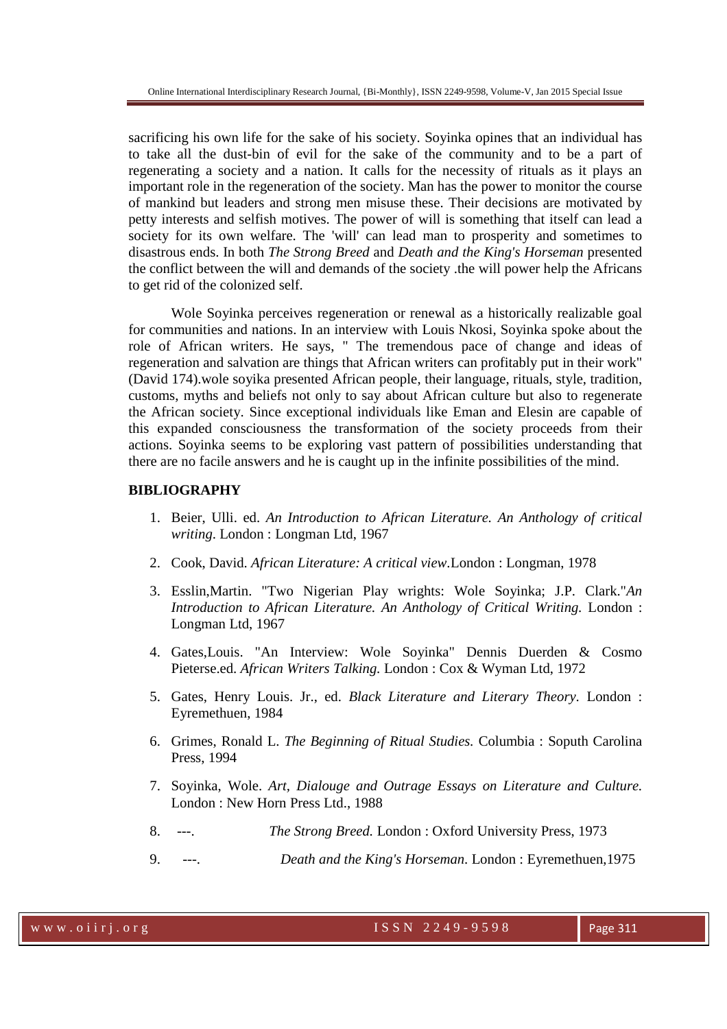sacrificing his own life for the sake of his society. Soyinka opines that an individual has to take all the dust-bin of evil for the sake of the community and to be a part of regenerating a society and a nation. It calls for the necessity of rituals as it plays an important role in the regeneration of the society. Man has the power to monitor the course of mankind but leaders and strong men misuse these. Their decisions are motivated by petty interests and selfish motives. The power of will is something that itself can lead a society for its own welfare. The 'will' can lead man to prosperity and sometimes to disastrous ends. In both *The Strong Breed* and *Death and the King's Horseman* presented the conflict between the will and demands of the society .the will power help the Africans to get rid of the colonized self.

Wole Soyinka perceives regeneration or renewal as a historically realizable goal for communities and nations. In an interview with Louis Nkosi, Soyinka spoke about the role of African writers. He says, " The tremendous pace of change and ideas of regeneration and salvation are things that African writers can profitably put in their work" (David 174).wole soyika presented African people, their language, rituals, style, tradition, customs, myths and beliefs not only to say about African culture but also to regenerate the African society. Since exceptional individuals like Eman and Elesin are capable of this expanded consciousness the transformation of the society proceeds from their actions. Soyinka seems to be exploring vast pattern of possibilities understanding that there are no facile answers and he is caught up in the infinite possibilities of the mind.

## BIBLIOGRAPHY

1. Beier, Ulli. ed. *An Introduction to African Literature. An Anthology of critical writing*. London : Longman Ltd, 1967
2. Cook, David. *African Literature: A critical view*.London : Longman, 1978
3. Esslin,Martin. "Two Nigerian Play wrights: Wole Soyinka; J.P. Clark."*An Introduction to African Literature. An Anthology of Critical Writing.* London : Longman Ltd, 1967
4. Gates,Louis. "An Interview: Wole Soyinka" Dennis Duerden & Cosmo Pieterse.ed. *African Writers Talking.* London : Cox & Wyman Ltd, 1972
5. Gates, Henry Louis. Jr., ed. *Black Literature and Literary Theory*. London : Eyremethuen, 1984
6. Grimes, Ronald L. *The Beginning of Ritual Studies.* Columbia : Soputh Carolina Press, 1994
7. Soyinka, Wole. *Art, Dialouge and Outrage Essays on Literature and Culture.* London : New Horn Press Ltd., 1988
8. ---. *The Strong Breed.* London : Oxford University Press, 1973
9. ---. *Death and the King's Horseman*. London : Eyremethuen,1975